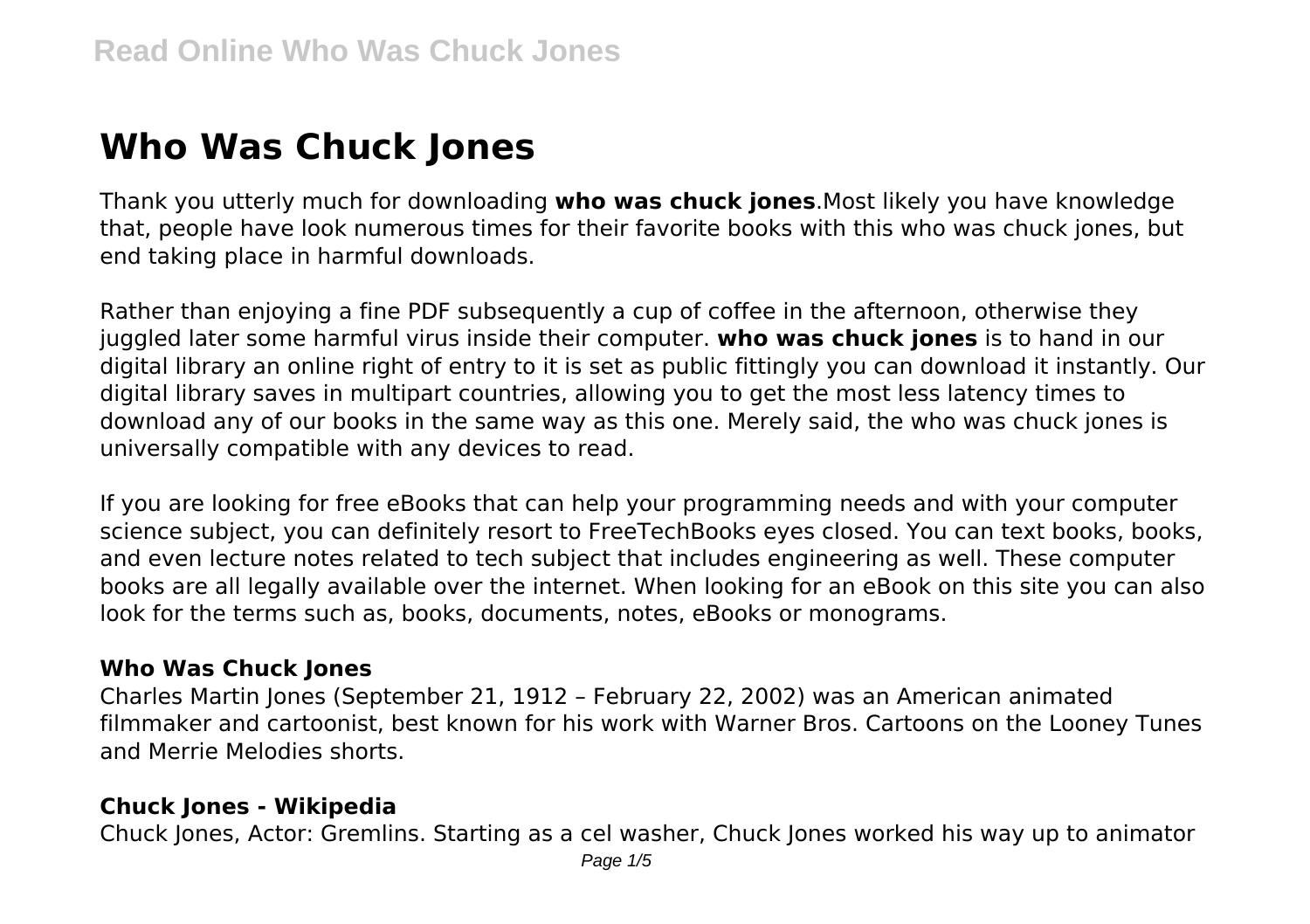# Who Was Chuck Jones

Thank you utterly much for downloading **who was chuck jones**.Most likely you have knowledge that, people have look numerous times for their favorite books with this who was chuck jones, but end taking place in harmful downloads.

Rather than enjoying a fine PDF subsequently a cup of coffee in the afternoon, otherwise they juggled later some harmful virus inside their computer. **who was chuck jones** is to hand in our digital library an online right of entry to it is set as public fittingly you can download it instantly. Our digital library saves in multipart countries, allowing you to get the most less latency times to download any of our books in the same way as this one. Merely said, the who was chuck jones is universally compatible with any devices to read.

If you are looking for free eBooks that can help your programming needs and with your computer science subject, you can definitely resort to FreeTechBooks eyes closed. You can text books, books, and even lecture notes related to tech subject that includes engineering as well. These computer books are all legally available over the internet. When looking for an eBook on this site you can also look for the terms such as, books, documents, notes, eBooks or monograms.

### Who Was Chuck Jones

Charles Martin Jones (September 21, 1912 – February 22, 2002) was an American animated filmmaker and cartoonist, best known for his work with Warner Bros. Cartoons on the Looney Tunes and Merrie Melodies shorts.

### Chuck Jones - Wikipedia

Chuck Jones, Actor: Gremlins. Starting as a cel washer, Chuck Jones worked his way up to animator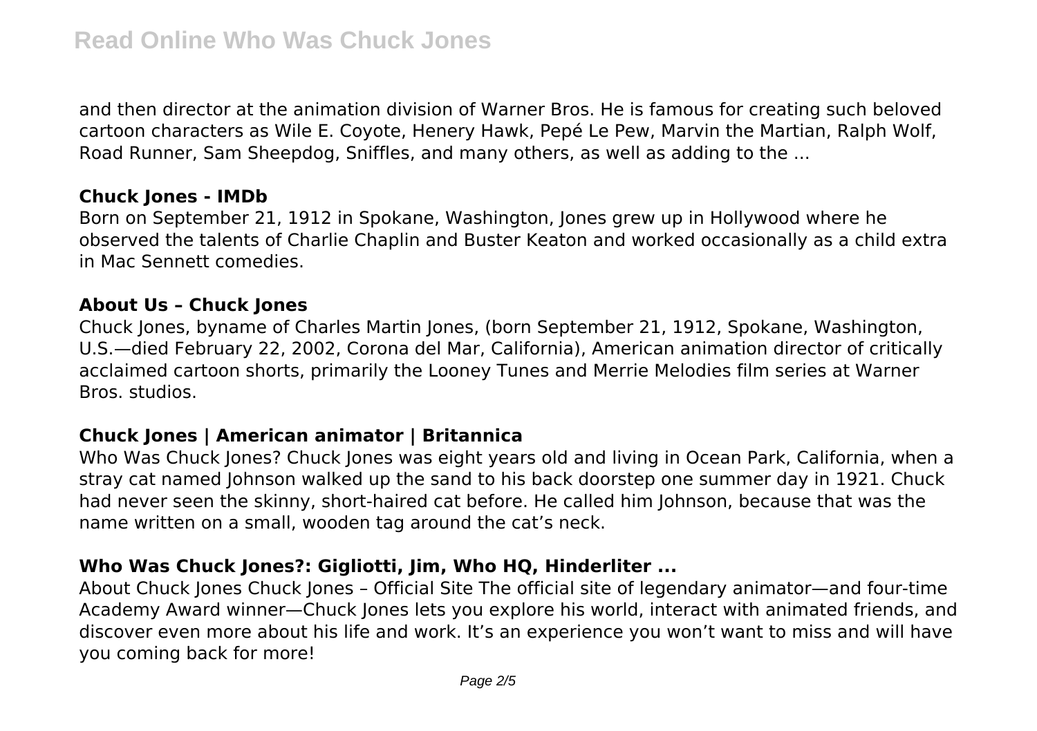and then director at the animation division of Warner Bros. He is famous for creating such beloved cartoon characters as Wile E. Coyote, Henery Hawk, Pepé Le Pew, Marvin the Martian, Ralph Wolf, Road Runner, Sam Sheepdog, Sniffles, and many others, as well as adding to the ...

### Chuck Jones - IMDb

Born on September 21, 1912 in Spokane, Washington, Jones grew up in Hollywood where he observed the talents of Charlie Chaplin and Buster Keaton and worked occasionally as a child extra in Mac Sennett comedies.

### About Us – Chuck Jones

Chuck Jones, byname of Charles Martin Jones, (born September 21, 1912, Spokane, Washington, U.S.—died February 22, 2002, Corona del Mar, California), American animation director of critically acclaimed cartoon shorts, primarily the Looney Tunes and Merrie Melodies film series at Warner Bros. studios.

### Chuck Jones | American animator | Britannica

Who Was Chuck Jones? Chuck Jones was eight years old and living in Ocean Park, California, when a stray cat named Johnson walked up the sand to his back doorstep one summer day in 1921. Chuck had never seen the skinny, short-haired cat before. He called him Johnson, because that was the name written on a small, wooden tag around the cat's neck.

### Who Was Chuck Jones?: Gigliotti, Jim, Who HQ, Hinderliter ...

About Chuck Jones Chuck Jones – Official Site The official site of legendary animator—and four-time Academy Award winner—Chuck Jones lets you explore his world, interact with animated friends, and discover even more about his life and work. It's an experience you won't want to miss and will have you coming back for more!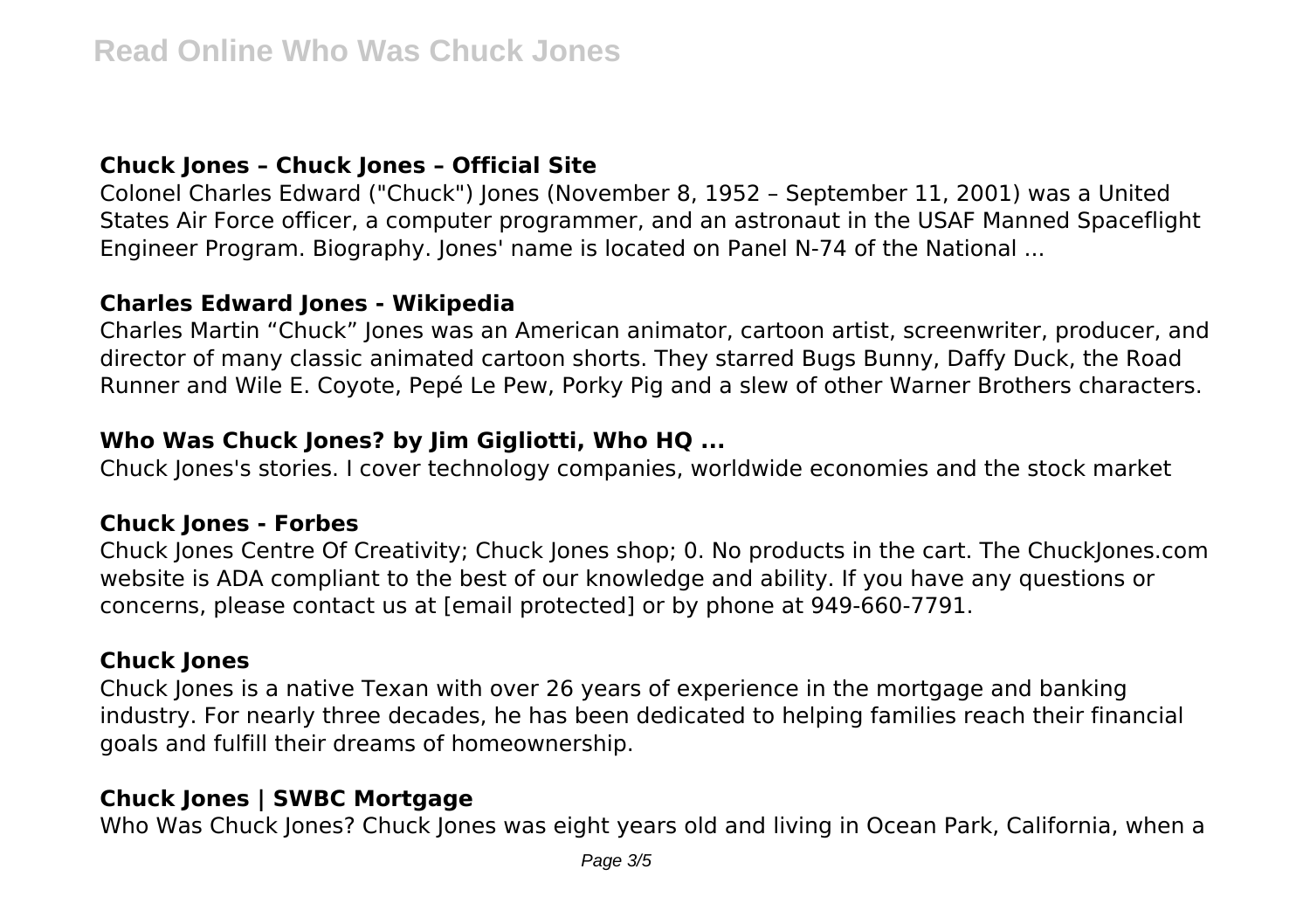### Chuck Jones – Chuck Jones – Official Site

Colonel Charles Edward ("Chuck") Jones (November 8, 1952 – September 11, 2001) was a United States Air Force officer, a computer programmer, and an astronaut in the USAF Manned Spaceflight Engineer Program. Biography. Jones' name is located on Panel N-74 of the National ...

### Charles Edward Jones - Wikipedia

Charles Martin "Chuck" Jones was an American animator, cartoon artist, screenwriter, producer, and director of many classic animated cartoon shorts. They starred Bugs Bunny, Daffy Duck, the Road Runner and Wile E. Coyote, Pepé Le Pew, Porky Pig and a slew of other Warner Brothers characters.

### Who Was Chuck Jones? by Jim Gigliotti, Who HQ ...

Chuck Jones's stories. I cover technology companies, worldwide economies and the stock market

### Chuck Jones - Forbes

Chuck Jones Centre Of Creativity; Chuck Jones shop; 0. No products in the cart. The ChuckJones.com website is ADA compliant to the best of our knowledge and ability. If you have any questions or concerns, please contact us at [email protected] or by phone at 949-660-7791.

### Chuck Jones

Chuck Jones is a native Texan with over 26 years of experience in the mortgage and banking industry. For nearly three decades, he has been dedicated to helping families reach their financial goals and fulfill their dreams of homeownership.

### Chuck Jones | SWBC Mortgage

Who Was Chuck Jones? Chuck Jones was eight years old and living in Ocean Park, California, when a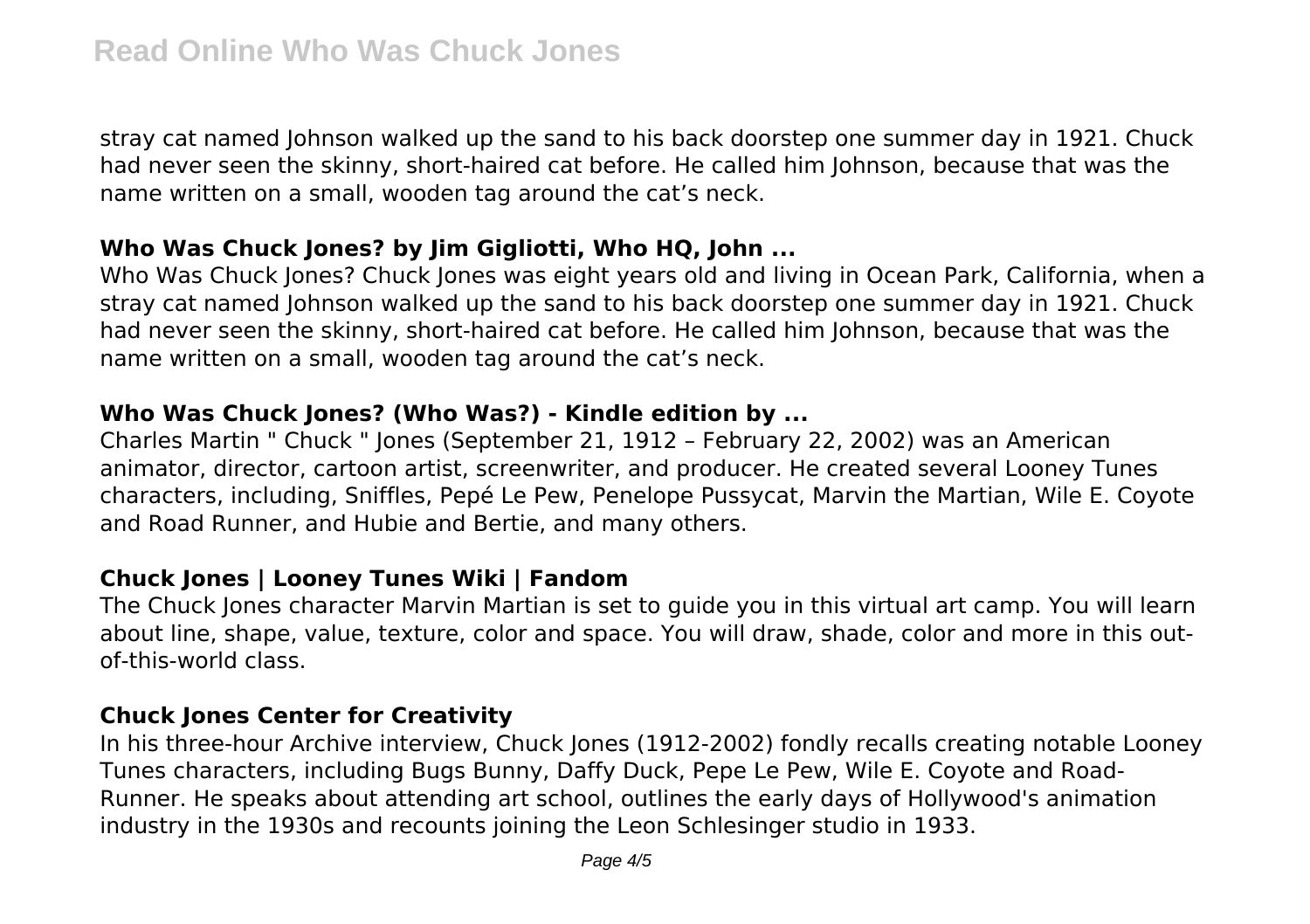stray cat named Johnson walked up the sand to his back doorstep one summer day in 1921. Chuck had never seen the skinny, short-haired cat before. He called him Johnson, because that was the name written on a small, wooden tag around the cat's neck.

### Who Was Chuck Jones? by Jim Gigliotti, Who HQ, John ...

Who Was Chuck Jones? Chuck Jones was eight years old and living in Ocean Park, California, when a stray cat named Johnson walked up the sand to his back doorstep one summer day in 1921. Chuck had never seen the skinny, short-haired cat before. He called him Johnson, because that was the name written on a small, wooden tag around the cat's neck.

### Who Was Chuck Jones? (Who Was?) - Kindle edition by ...

Charles Martin " Chuck " Jones (September 21, 1912 – February 22, 2002) was an American animator, director, cartoon artist, screenwriter, and producer. He created several Looney Tunes characters, including, Sniffles, Pepé Le Pew, Penelope Pussycat, Marvin the Martian, Wile E. Coyote and Road Runner, and Hubie and Bertie, and many others.

### Chuck Jones | Looney Tunes Wiki | Fandom

The Chuck Jones character Marvin Martian is set to guide you in this virtual art camp. You will learn about line, shape, value, texture, color and space. You will draw, shade, color and more in this out-of-this-world class.

### Chuck Jones Center for Creativity

In his three-hour Archive interview, Chuck Jones (1912-2002) fondly recalls creating notable Looney Tunes characters, including Bugs Bunny, Daffy Duck, Pepe Le Pew, Wile E. Coyote and Road-Runner. He speaks about attending art school, outlines the early days of Hollywood's animation industry in the 1930s and recounts joining the Leon Schlesinger studio in 1933.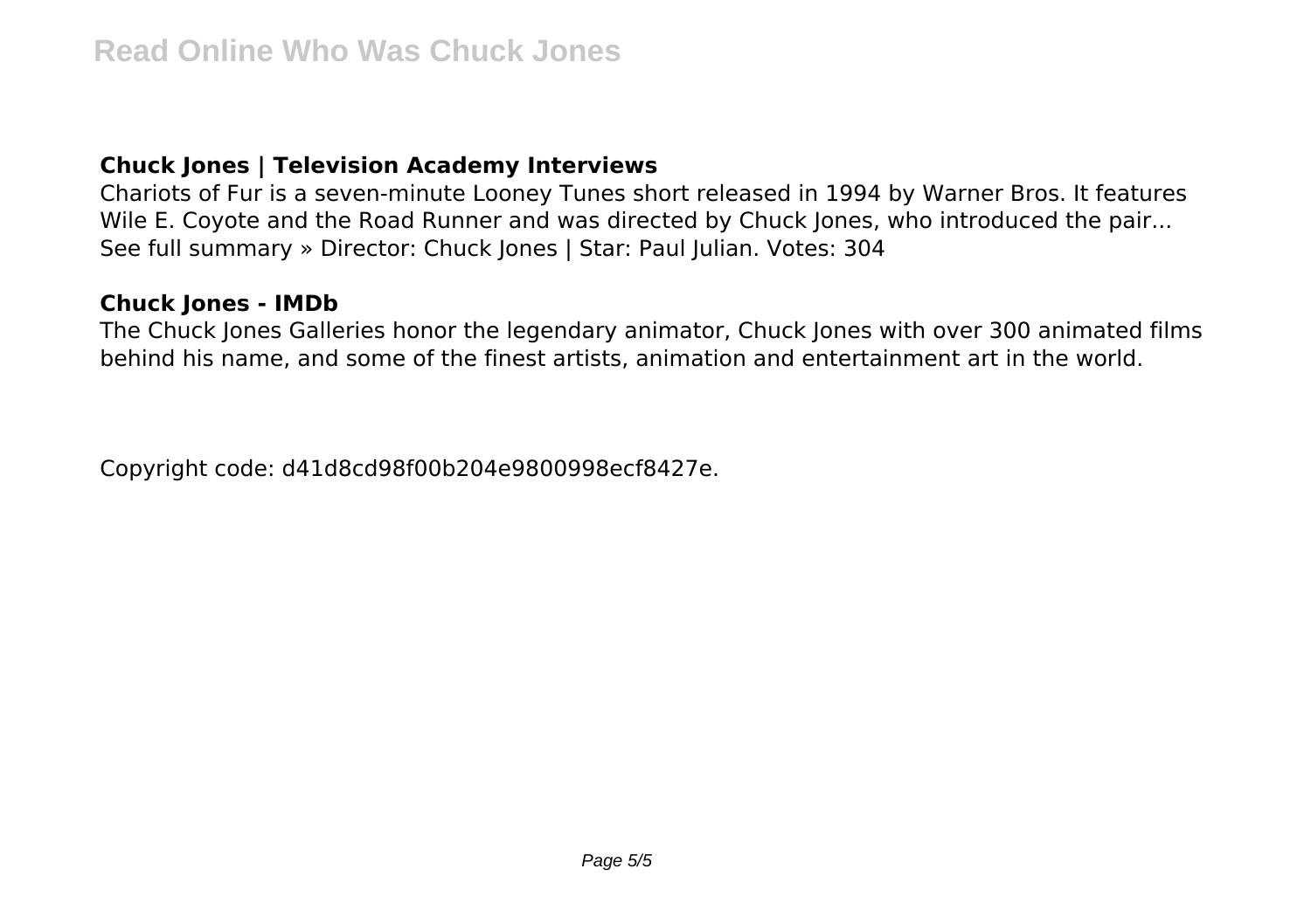**Chuck Jones | Television Academy Interviews**

Chariots of Fur is a seven-minute Looney Tunes short released in 1994 by Warner Bros. It features Wile E. Coyote and the Road Runner and was directed by Chuck Jones, who introduced the pair... See full summary » Director: Chuck Jones | Star: Paul Julian. Votes: 304

**Chuck Jones - IMDb**

The Chuck Jones Galleries honor the legendary animator, Chuck Jones with over 300 animated films behind his name, and some of the finest artists, animation and entertainment art in the world.

Copyright code: d41d8cd98f00b204e9800998ecf8427e.